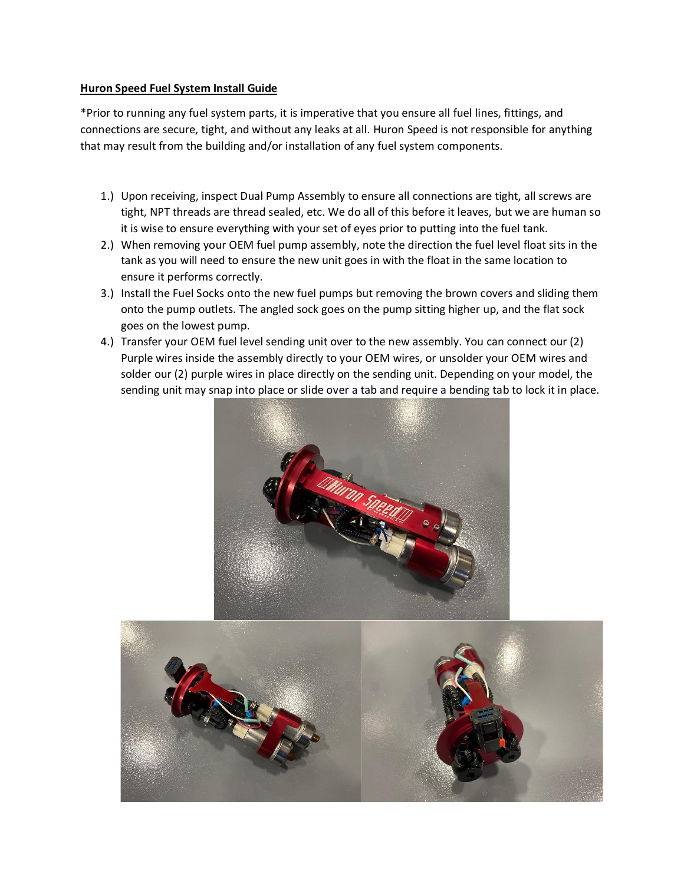**Huron Speed Fuel System Install Guide**

*Prior to running any fuel system parts, it is imperative that you ensure all fuel lines, fittings, and connections are secure, tight, and without any leaks at all. Huron Speed is not responsible for anything that may result from the building and/or installation of any fuel system components.

1.) Upon receiving, inspect Dual Pump Assembly to ensure all connections are tight, all screws are tight, NPT threads are thread sealed, etc. We do all of this before it leaves, but we are human so it is wise to ensure everything with your set of eyes prior to putting into the fuel tank.
2.) When removing your OEM fuel pump assembly, note the direction the fuel level float sits in the tank as you will need to ensure the new unit goes in with the float in the same location to ensure it performs correctly.
3.) Install the Fuel Socks onto the new fuel pumps but removing the brown covers and sliding them onto the pump outlets. The angled sock goes on the pump sitting higher up, and the flat sock goes on the lowest pump.
4.) Transfer your OEM fuel level sending unit over to the new assembly. You can connect our (2) Purple wires inside the assembly directly to your OEM wires, or unsolder your OEM wires and solder our (2) purple wires in place directly on the sending unit. Depending on your model, the sending unit may snap into place or slide over a tab and require a bending tab to lock it in place.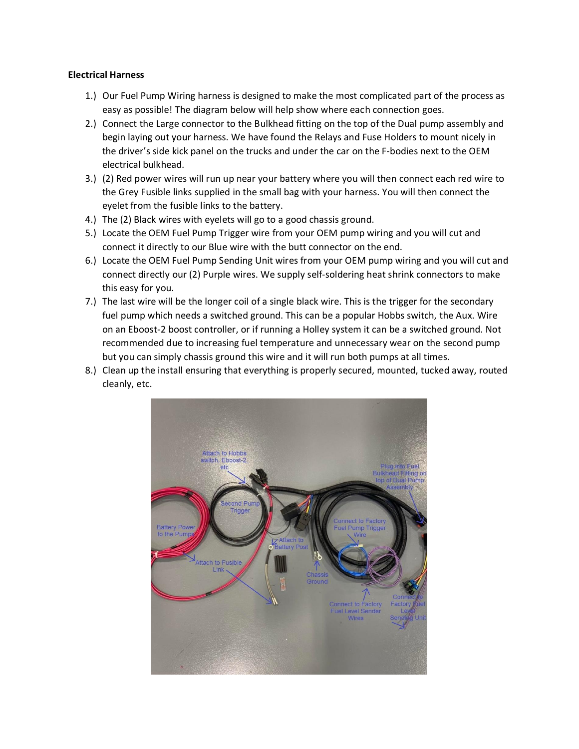**Electrical Harness**

1.) Our Fuel Pump Wiring harness is designed to make the most complicated part of the process as easy as possible! The diagram below will help show where each connection goes.
2.) Connect the Large connector to the Bulkhead fitting on the top of the Dual pump assembly and begin laying out your harness. We have found the Relays and Fuse Holders to mount nicely in the driver's side kick panel on the trucks and under the car on the F-bodies next to the OEM electrical bulkhead.
3.) (2) Red power wires will run up near your battery where you will then connect each red wire to the Grey Fusible links supplied in the small bag with your harness. You will then connect the eyelet from the fusible links to the battery.
4.) The (2) Black wires with eyelets will go to a good chassis ground.
5.) Locate the OEM Fuel Pump Trigger wire from your OEM pump wiring and you will cut and connect it directly to our Blue wire with the butt connector on the end.
6.) Locate the OEM Fuel Pump Sending Unit wires from your OEM pump wiring and you will cut and connect directly our (2) Purple wires. We supply self-soldering heat shrink connectors to make this easy for you.
7.) The last wire will be the longer coil of a single black wire. This is the trigger for the secondary fuel pump which needs a switched ground. This can be a popular Hobbs switch, the Aux. Wire on an Eboost-2 boost controller, or if running a Holley system it can be a switched ground. Not recommended due to increasing fuel temperature and unnecessary wear on the second pump but you can simply chassis ground this wire and it will run both pumps at all times.
8.) Clean up the install ensuring that everything is properly secured, mounted, tucked away, routed cleanly, etc.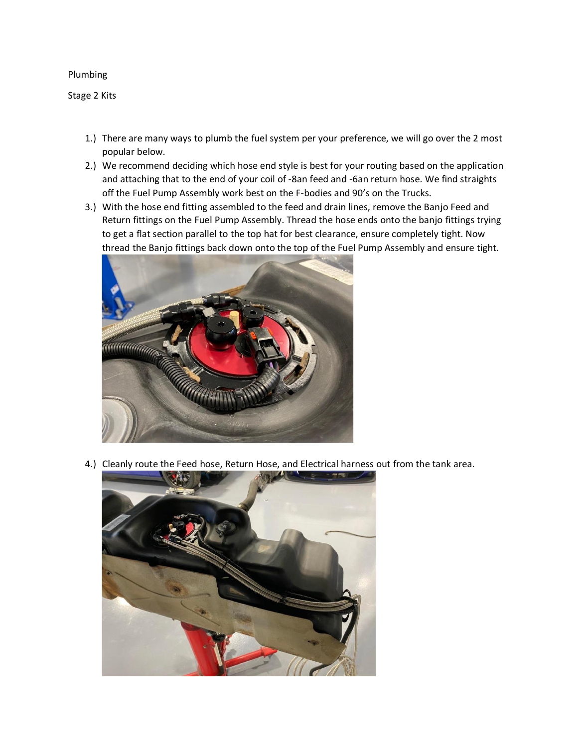Plumbing

Stage 2 Kits

1.) There are many ways to plumb the fuel system per your preference, we will go over the 2 most popular below.
2.) We recommend deciding which hose end style is best for your routing based on the application and attaching that to the end of your coil of -8an feed and -6an return hose. We find straights off the Fuel Pump Assembly work best on the F-bodies and 90's on the Trucks.
3.) With the hose end fitting assembled to the feed and drain lines, remove the Banjo Feed and Return fittings on the Fuel Pump Assembly. Thread the hose ends onto the banjo fittings trying to get a flat section parallel to the top hat for best clearance, ensure completely tight. Now thread the Banjo fittings back down onto the top of the Fuel Pump Assembly and ensure tight.
4.) Cleanly route the Feed hose, Return Hose, and Electrical harness out from the tank area.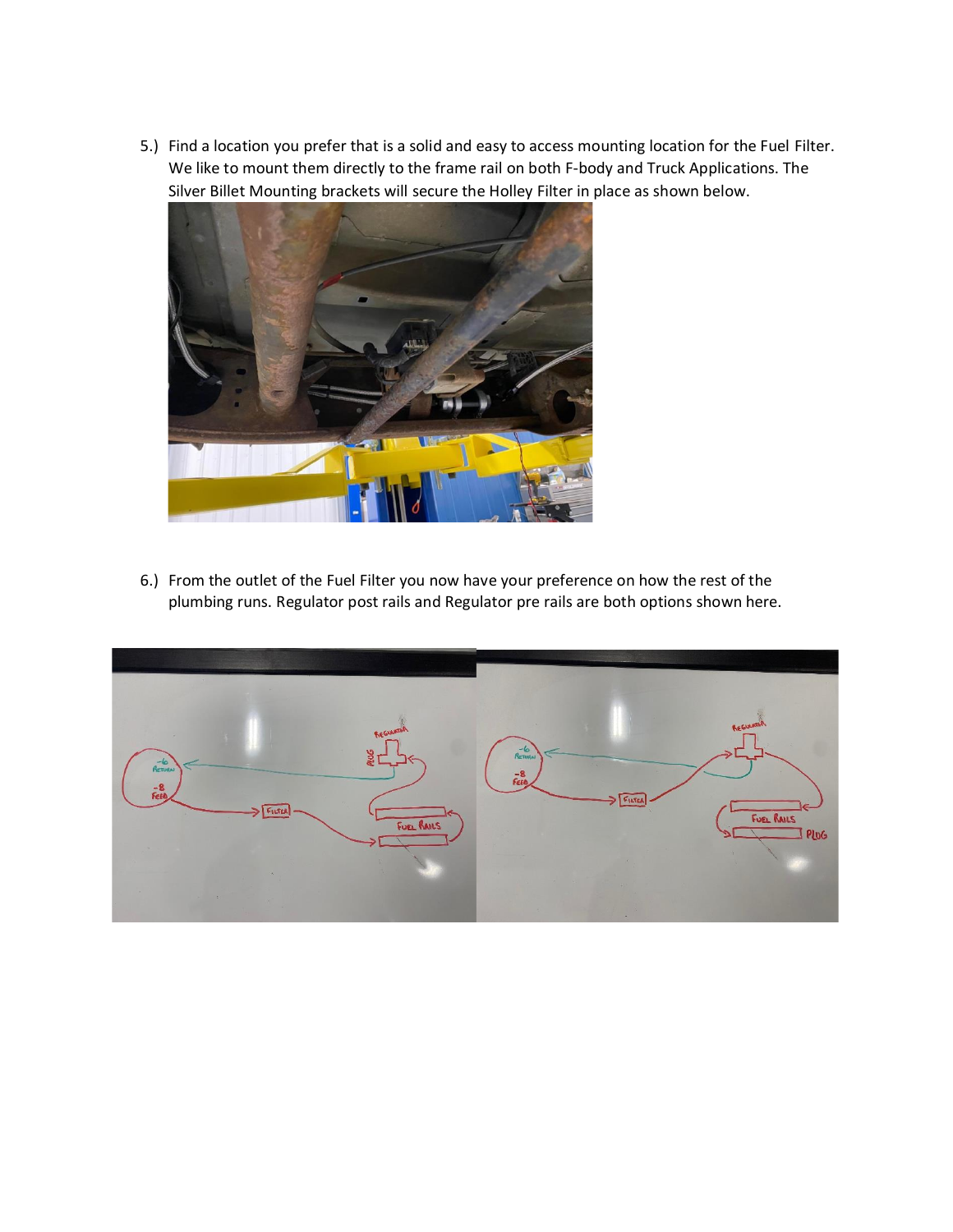5.) Find a location you prefer that is a solid and easy to access mounting location for the Fuel Filter. We like to mount them directly to the frame rail on both F-body and Truck Applications. The Silver Billet Mounting brackets will secure the Holley Filter in place as shown below.

6.) From the outlet of the Fuel Filter you now have your preference on how the rest of the plumbing runs. Regulator post rails and Regulator pre rails are both options shown here.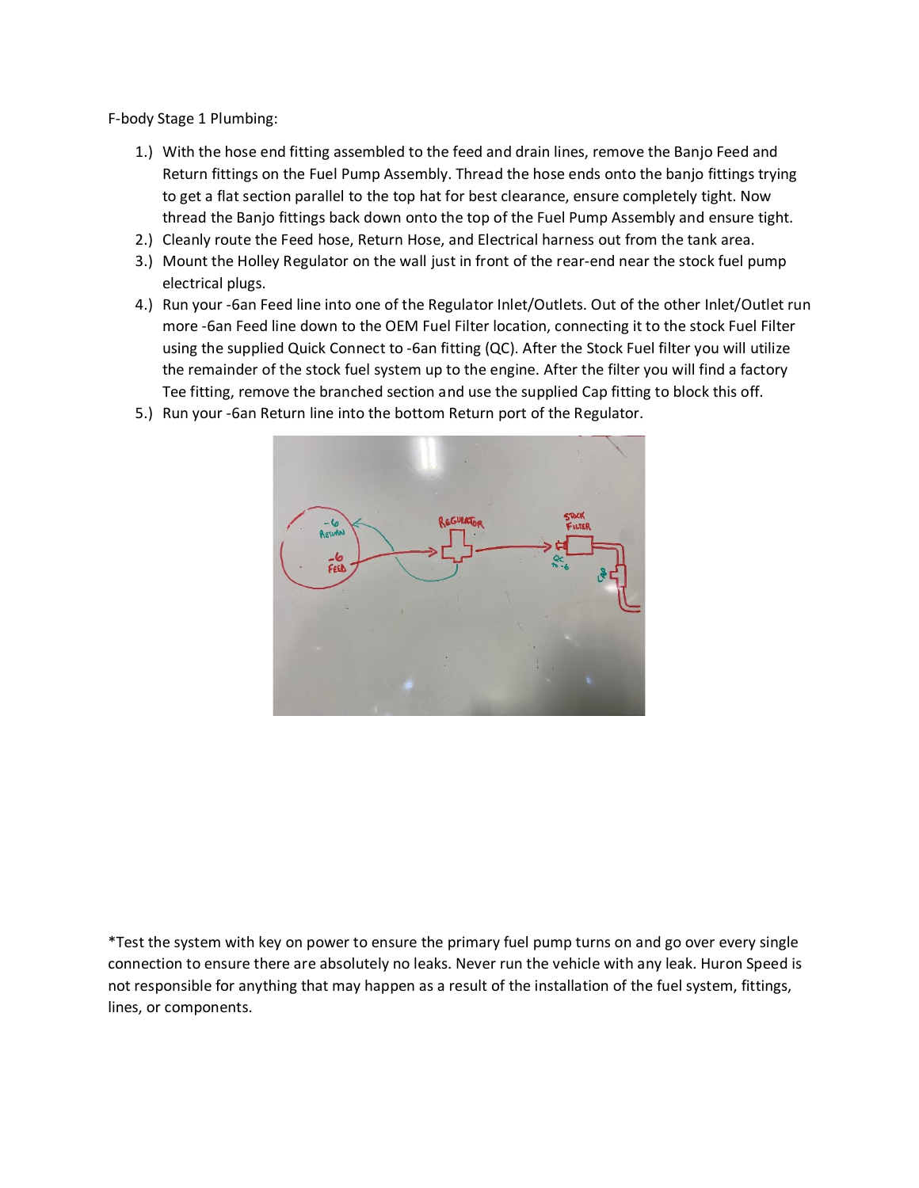F-body Stage 1 Plumbing:

1.) With the hose end fitting assembled to the feed and drain lines, remove the Banjo Feed and Return fittings on the Fuel Pump Assembly. Thread the hose ends onto the banjo fittings trying to get a flat section parallel to the top hat for best clearance, ensure completely tight. Now thread the Banjo fittings back down onto the top of the Fuel Pump Assembly and ensure tight.
2.) Cleanly route the Feed hose, Return Hose, and Electrical harness out from the tank area.
3.) Mount the Holley Regulator on the wall just in front of the rear-end near the stock fuel pump electrical plugs.
4.) Run your -6an Feed line into one of the Regulator Inlet/Outlets. Out of the other Inlet/Outlet run more -6an Feed line down to the OEM Fuel Filter location, connecting it to the stock Fuel Filter using the supplied Quick Connect to -6an fitting (QC). After the Stock Fuel filter you will utilize the remainder of the stock fuel system up to the engine. After the filter you will find a factory Tee fitting, remove the branched section and use the supplied Cap fitting to block this off.
5.) Run your -6an Return line into the bottom Return port of the Regulator.

-6 RETURN

-6 FEED

REGULATOR

STOCK FILTER

QC to -6

CAP

*Test the system with key on power to ensure the primary fuel pump turns on and go over every single connection to ensure there are absolutely no leaks. Never run the vehicle with any leak. Huron Speed is not responsible for anything that may happen as a result of the installation of the fuel system, fittings, lines, or components.